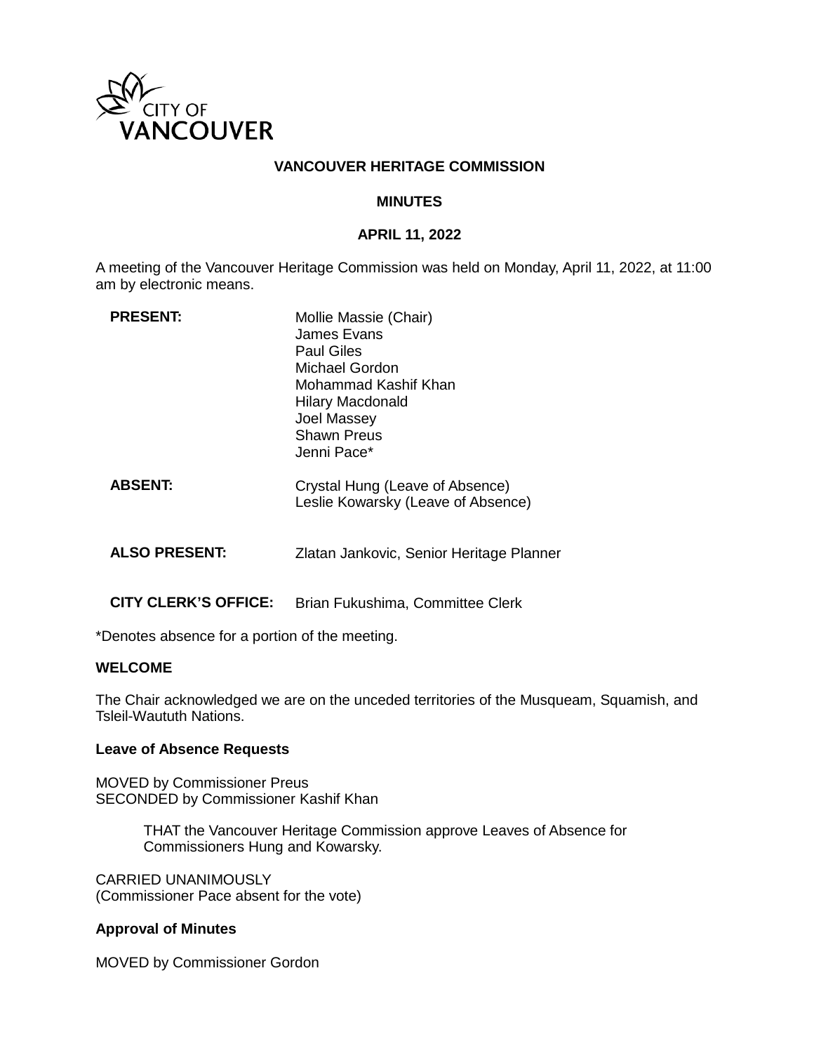CITY OF VANCOUVER

**VANCOUVER HERITAGE COMMISSION**

**MINUTES**

**APRIL 11, 2022**

A meeting of the Vancouver Heritage Commission was held on Monday, April 11, 2022, at 11:00 am by electronic means.

| | |
|---|---|
| **PRESENT:** | Mollie Massie (Chair)<br>James Evans<br>Paul Giles<br>Michael Gordon<br>Mohammad Kashif Khan<br>Hilary Macdonald<br>Joel Massey<br>Shawn Preus<br>Jenni Pace* |
| **ABSENT:** | Crystal Hung (Leave of Absence)<br>Leslie Kowarsky (Leave of Absence) |
| **ALSO PRESENT:** | Zlatan Jankovic, Senior Heritage Planner |
| **CITY CLERK'S OFFICE:** | Brian Fukushima, Committee Clerk |

*Denotes absence for a portion of the meeting.

**WELCOME**

The Chair acknowledged we are on the unceded territories of the Musqueam, Squamish, and Tsleil-Waututh Nations.

**Leave of Absence Requests**

MOVED by Commissioner Preus
SECONDED by Commissioner Kashif Khan

> THAT the Vancouver Heritage Commission approve Leaves of Absence for Commissioners Hung and Kowarsky.

CARRIED UNANIMOUSLY
(Commissioner Pace absent for the vote)

**Approval of Minutes**

MOVED by Commissioner Gordon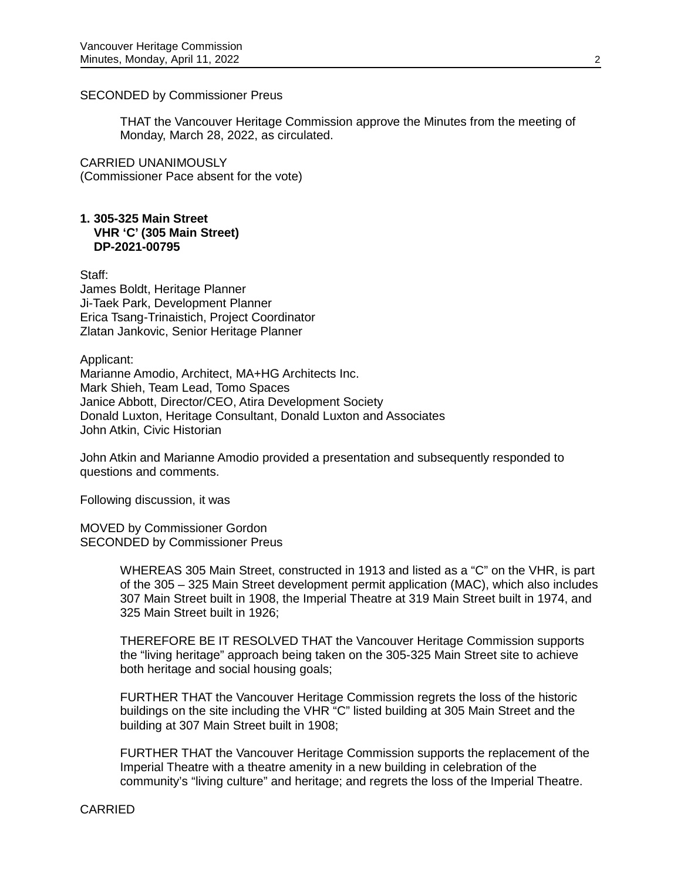SECONDED by Commissioner Preus

> THAT the Vancouver Heritage Commission approve the Minutes from the meeting of Monday, March 28, 2022, as circulated.

CARRIED UNANIMOUSLY
(Commissioner Pace absent for the vote)

**1. 305-325 Main Street**
**VHR 'C' (305 Main Street)**
**DP-2021-00795**

Staff:
James Boldt, Heritage Planner
Ji-Taek Park, Development Planner
Erica Tsang-Trinaistich, Project Coordinator
Zlatan Jankovic, Senior Heritage Planner

Applicant:
Marianne Amodio, Architect, MA+HG Architects Inc.
Mark Shieh, Team Lead, Tomo Spaces
Janice Abbott, Director/CEO, Atira Development Society
Donald Luxton, Heritage Consultant, Donald Luxton and Associates
John Atkin, Civic Historian

John Atkin and Marianne Amodio provided a presentation and subsequently responded to questions and comments.

Following discussion, it was

MOVED by Commissioner Gordon
SECONDED by Commissioner Preus

> WHEREAS 305 Main Street, constructed in 1913 and listed as a "C" on the VHR, is part of the 305 – 325 Main Street development permit application (MAC), which also includes 307 Main Street built in 1908, the Imperial Theatre at 319 Main Street built in 1974, and 325 Main Street built in 1926;
>
> THEREFORE BE IT RESOLVED THAT the Vancouver Heritage Commission supports the "living heritage" approach being taken on the 305-325 Main Street site to achieve both heritage and social housing goals;
>
> FURTHER THAT the Vancouver Heritage Commission regrets the loss of the historic buildings on the site including the VHR "C" listed building at 305 Main Street and the building at 307 Main Street built in 1908;
>
> FURTHER THAT the Vancouver Heritage Commission supports the replacement of the Imperial Theatre with a theatre amenity in a new building in celebration of the community's "living culture" and heritage; and regrets the loss of the Imperial Theatre.

CARRIED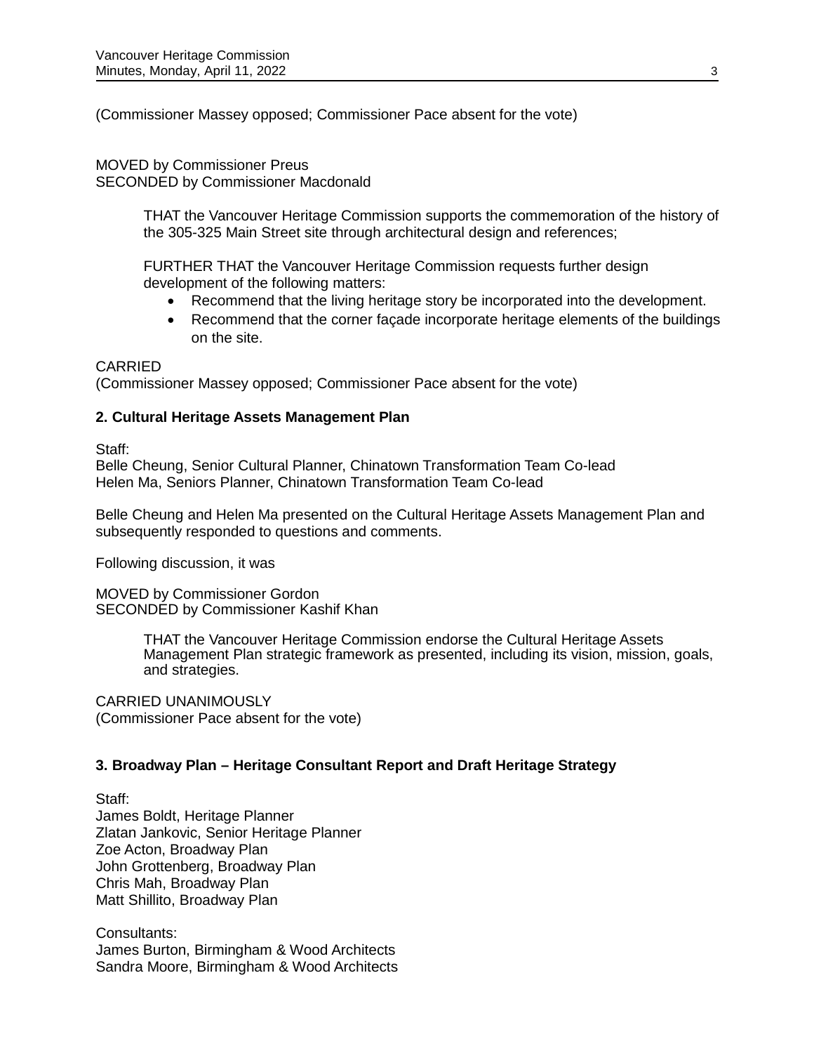(Commissioner Massey opposed; Commissioner Pace absent for the vote)

MOVED by Commissioner Preus
SECONDED by Commissioner Macdonald

> THAT the Vancouver Heritage Commission supports the commemoration of the history of the 305-325 Main Street site through architectural design and references;
>
> FURTHER THAT the Vancouver Heritage Commission requests further design development of the following matters:
>
> - Recommend that the living heritage story be incorporated into the development.
> - Recommend that the corner façade incorporate heritage elements of the buildings on the site.

CARRIED
(Commissioner Massey opposed; Commissioner Pace absent for the vote)

**2. Cultural Heritage Assets Management Plan**

Staff:
Belle Cheung, Senior Cultural Planner, Chinatown Transformation Team Co-lead
Helen Ma, Seniors Planner, Chinatown Transformation Team Co-lead

Belle Cheung and Helen Ma presented on the Cultural Heritage Assets Management Plan and subsequently responded to questions and comments.

Following discussion, it was

MOVED by Commissioner Gordon
SECONDED by Commissioner Kashif Khan

> THAT the Vancouver Heritage Commission endorse the Cultural Heritage Assets Management Plan strategic framework as presented, including its vision, mission, goals, and strategies.

CARRIED UNANIMOUSLY
(Commissioner Pace absent for the vote)

**3. Broadway Plan – Heritage Consultant Report and Draft Heritage Strategy**

Staff:
James Boldt, Heritage Planner
Zlatan Jankovic, Senior Heritage Planner
Zoe Acton, Broadway Plan
John Grottenberg, Broadway Plan
Chris Mah, Broadway Plan
Matt Shillito, Broadway Plan

Consultants:
James Burton, Birmingham & Wood Architects
Sandra Moore, Birmingham & Wood Architects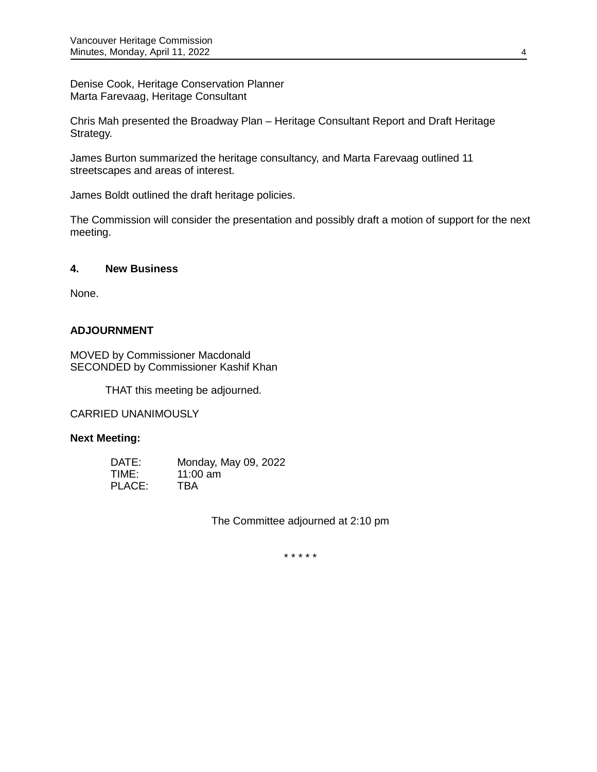Denise Cook, Heritage Conservation Planner
Marta Farevaag, Heritage Consultant

Chris Mah presented the Broadway Plan – Heritage Consultant Report and Draft Heritage Strategy.

James Burton summarized the heritage consultancy, and Marta Farevaag outlined 11 streetscapes and areas of interest.

James Boldt outlined the draft heritage policies.

The Commission will consider the presentation and possibly draft a motion of support for the next meeting.

## 4. New Business

None.

## ADJOURNMENT

MOVED by Commissioner Macdonald
SECONDED by Commissioner Kashif Khan

THAT this meeting be adjourned.

CARRIED UNANIMOUSLY

**Next Meeting:**

| | |
|---|---|
| DATE: | Monday, May 09, 2022 |
| TIME: | 11:00 am |
| PLACE: | TBA |

The Committee adjourned at 2:10 pm

* * * * *